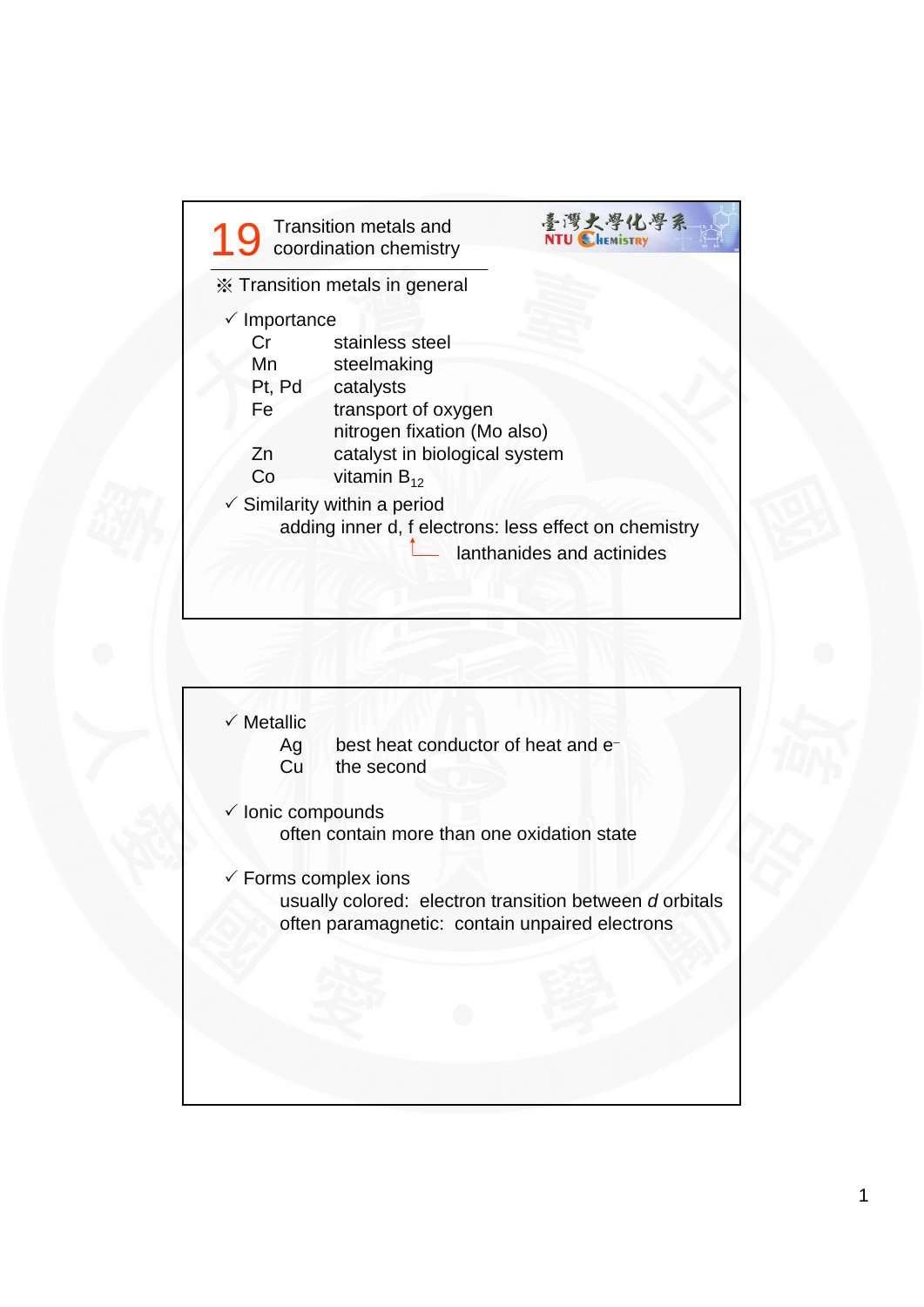# 19 Transition metals and coordination chemistry

※ Transition metals in general

✓ Importance

| | |
|---|---|
| Cr | stainless steel |
| Mn | steelmaking |
| Pt, Pd | catalysts |
| Fe | transport of oxygen |
| | nitrogen fixation (Mo also) |
| Zn | catalyst in biological system |
| Co | vitamin $B_{12}$ |

✓ Similarity within a period

adding inner d, f electrons: less effect on chemistry

└── lanthanides and actinides

✓ Metallic

| | |
|---|---|
| Ag | best heat conductor of heat and $e^-$ |
| Cu | the second |

✓ Ionic compounds

often contain more than one oxidation state

✓ Forms complex ions

usually colored: electron transition between *d* orbitals

often paramagnetic: contain unpaired electrons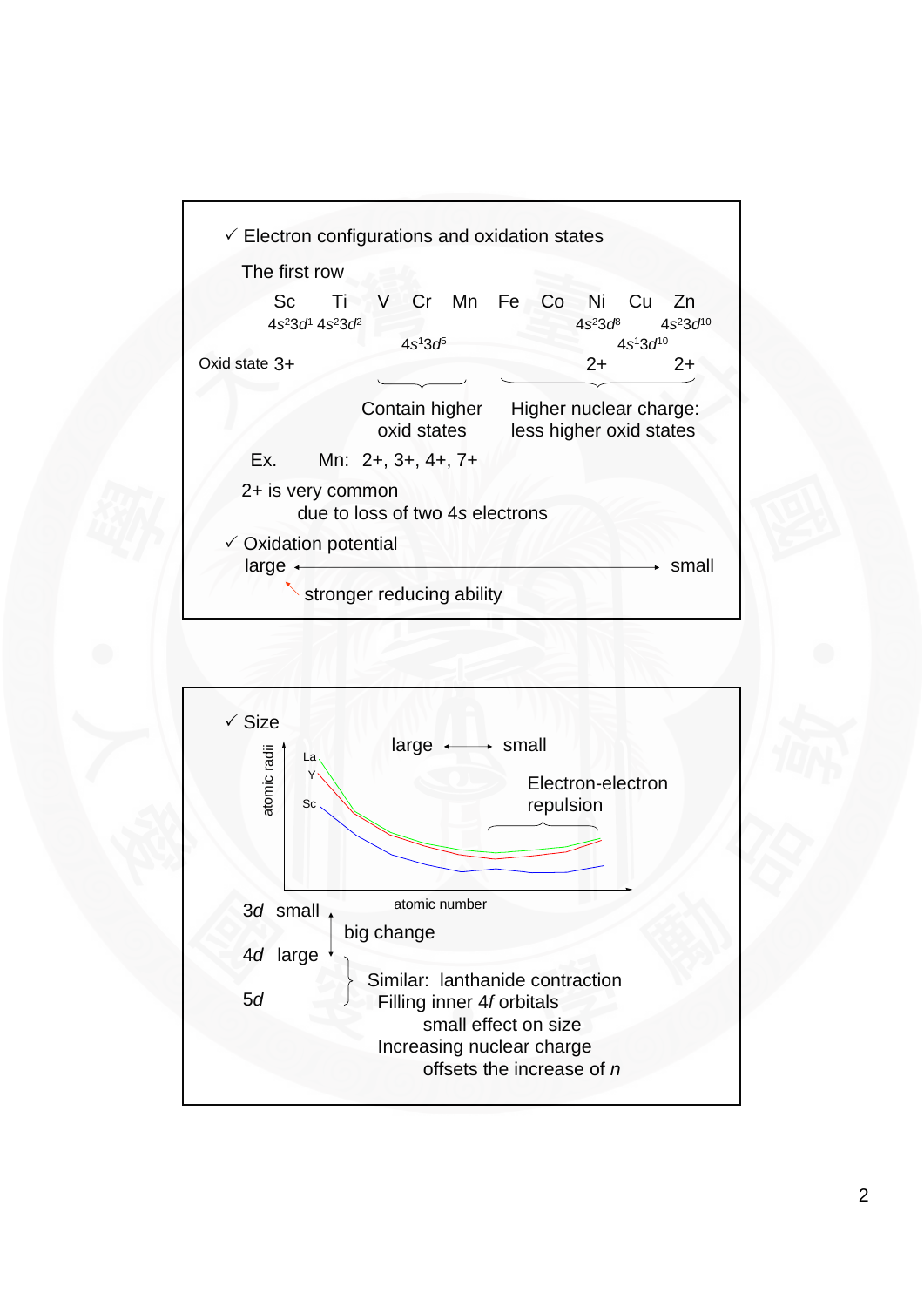## ✓ Electron configurations and oxidation states

The first row

| | Sc | Ti | V | Cr | Mn | Fe | Co | Ni | Cu | Zn |
|---|---|---|---|---|---|---|---|---|---|---|
| | $4s^2 3d^1$ | $4s^2 3d^2$ | | $4s^1 3d^5$ | | | | $4s^2 3d^8$ | $4s^1 3d^{10}$ | $4s^2 3d^{10}$ |
| Oxid state | 3+ | | | | | | | 2+ | | 2+ |

V–Mn: Contain higher oxid states

Co–Zn: Higher nuclear charge: less higher oxid states

Ex. Mn: 2+, 3+, 4+, 7+

2+ is very common
due to loss of two 4*s* electrons

## ✓ Oxidation potential

large ←——→ small

stronger reducing ability

## ✓ Size

large ←——→ small

atomic radii (La, Y, Sc) vs. atomic number

Electron-electron repulsion

3*d* small
big change
4*d* large

4*d*, 5*d*: Similar: lanthanide contraction

Filling inner 4*f* orbitals
small effect on size

Increasing nuclear charge
offsets the increase of *n*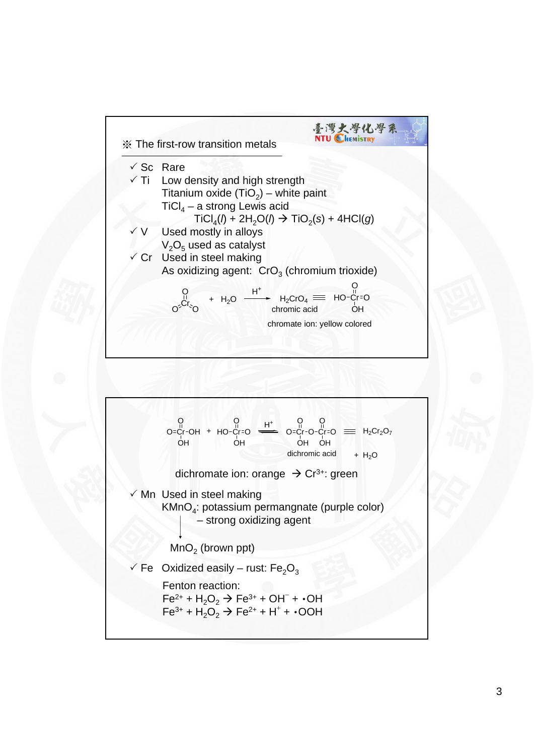## ※ The first-row transition metals

- ✓ Sc Rare
- ✓ Ti Low density and high strength
  - Titanium oxide ($TiO_2$) – white paint
  - $TiCl_4$ – a strong Lewis acid

$$TiCl_4(l) + 2H_2O(l) \rightarrow TiO_2(s) + 4HCl(g)$$

- ✓ V Used mostly in alloys
  - $V_2O_5$ used as catalyst
- ✓ Cr Used in steel making
  - As oxidizing agent: $CrO_3$ (chromium trioxide)

$$CrO_3 + H_2O \xrightarrow{H^+} H_2CrO_4 \equiv HO\text{-}Cr(=O)_2\text{-}OH$$

chromic acid

chromate ion: yellow colored

$$O{=}Cr(=O)(OH)\text{-}OH + HO\text{-}Cr(=O)(OH){=}O \overset{H^+}{\rightleftharpoons} O{=}Cr(=O)(OH)\text{-}O\text{-}Cr(=O)(OH){=}O \equiv H_2Cr_2O_7 + H_2O$$

dichromic acid

dichromate ion: orange $\rightarrow$ $Cr^{3+}$: green

- ✓ Mn Used in steel making
  - $KMnO_4$: potassium permangnate (purple color) – strong oxidizing agent
  - ↓
  - $MnO_2$ (brown ppt)
- ✓ Fe Oxidized easily – rust: $Fe_2O_3$
  - Fenton reaction:

$$Fe^{2+} + H_2O_2 \rightarrow Fe^{3+} + OH^- + \cdot OH$$

$$Fe^{3+} + H_2O_2 \rightarrow Fe^{2+} + H^+ + \cdot OOH$$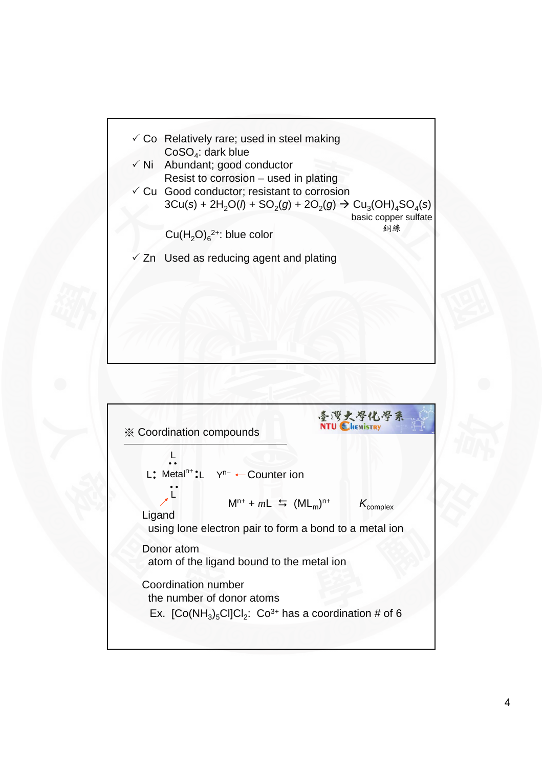- ✓ Co Relatively rare; used in steel making
  $CoSO_4$: dark blue
- ✓ Ni Abundant; good conductor
  Resist to corrosion – used in plating
- ✓ Cu Good conductor; resistant to corrosion

  $$3Cu(s) + 2H_2O(l) + SO_2(g) + 2O_2(g) \rightarrow Cu_3(OH)_4SO_4(s)$$

  basic copper sulfate 銅綠

  $Cu(H_2O)_6^{2+}$: blue color
- ✓ Zn Used as reducing agent and plating

※ Coordination compounds

L: Metal$^{n+}$ :L  $Y^{n-}$ ← Counter ion

$$M^{n+} + mL \leftrightarrows (ML_m)^{n+} \qquad K_{complex}$$

Ligand
using lone electron pair to form a bond to a metal ion

Donor atom
atom of the ligand bound to the metal ion

Coordination number
the number of donor atoms
Ex. $[Co(NH_3)_5Cl]Cl_2$: $Co^{3+}$ has a coordination # of 6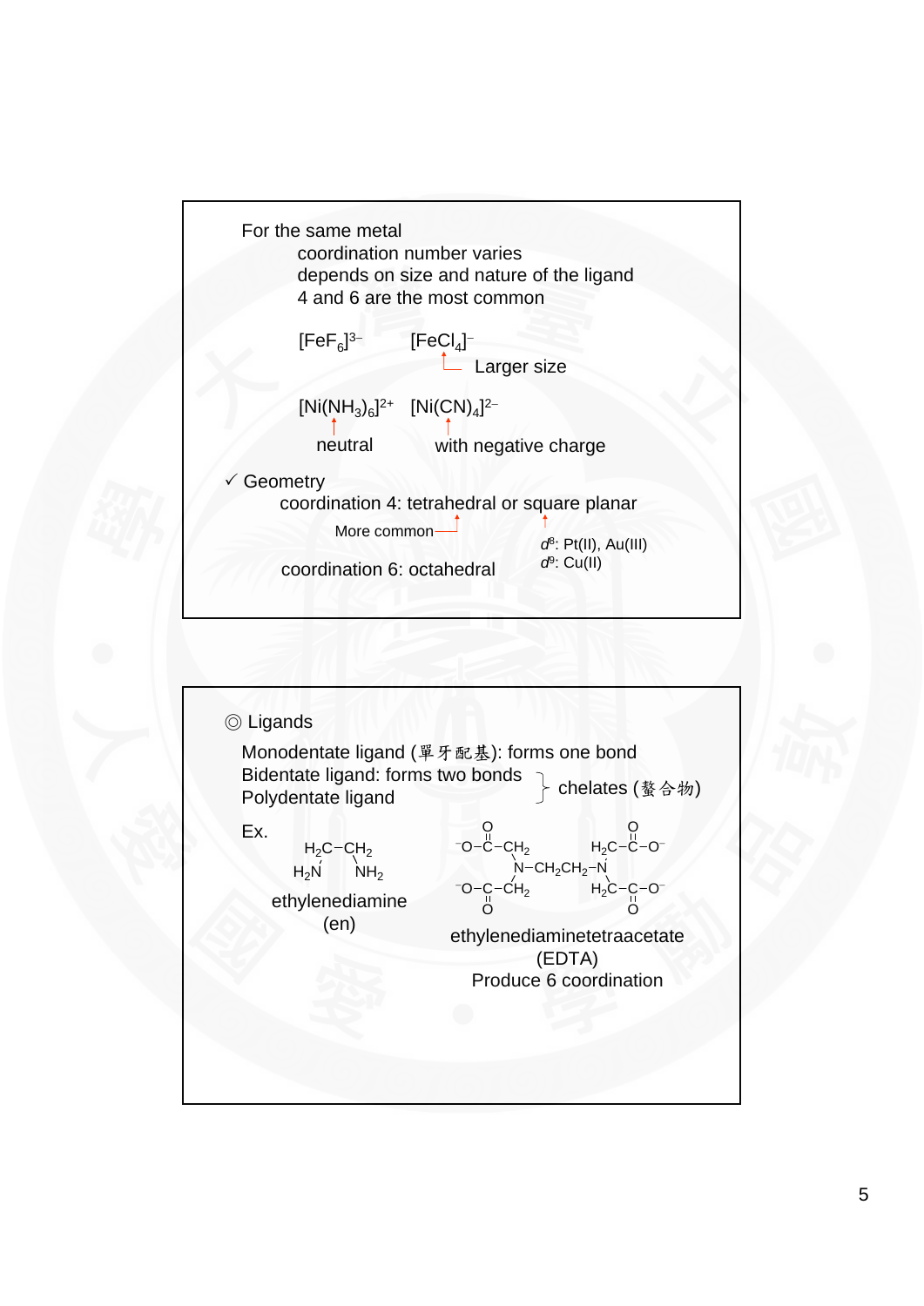For the same metal

coordination number varies

depends on size and nature of the ligand

4 and 6 are the most common

$[FeF_6]^{3-}$ $[FeCl_4]^{-}$

Larger size

$[Ni(NH_3)_6]^{2+}$ $[Ni(CN)_4]^{2-}$

neutral with negative charge

✓ Geometry

coordination 4: tetrahedral or square planar

More common (tetrahedral); square planar: $d^8$: Pt(II), Au(III); $d^9$: Cu(II)

coordination 6: octahedral

◎ Ligands

Monodentate ligand (單牙配基): forms one bond

Bidentate ligand: forms two bonds

Polydentate ligand

Bidentate and polydentate ligands: chelates (螯合物)

Ex.

$H_2N{-}CH_2{-}CH_2{-}NH_2$

ethylenediamine (en)

$(^{-}OOC{-}CH_2)_2N{-}CH_2CH_2{-}N(CH_2{-}COO^{-})_2$

ethylenediaminetetraacetate (EDTA)

Produce 6 coordination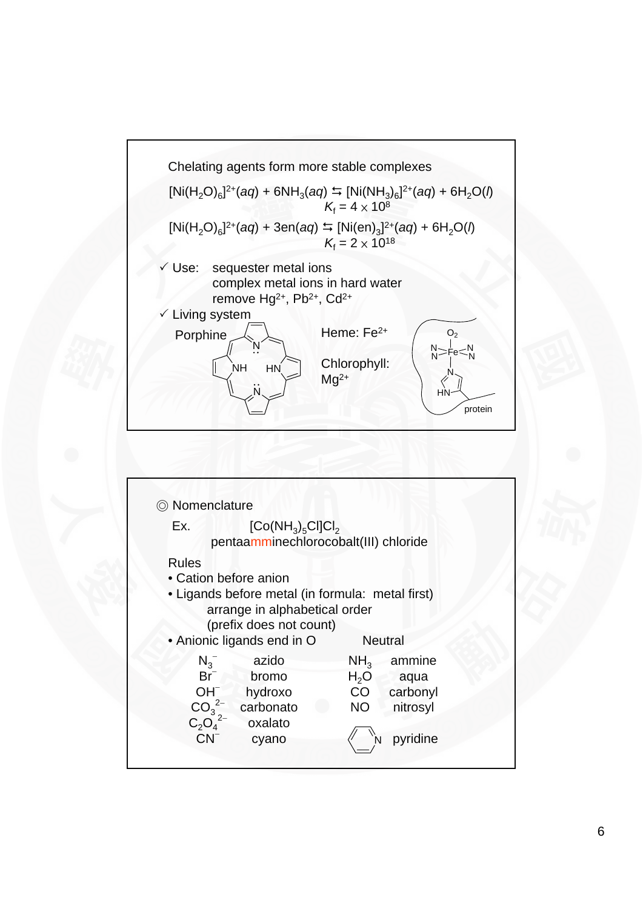Chelating agents form more stable complexes

$$[Ni(H_2O)_6]^{2+}(aq) + 6NH_3(aq) \rightleftarrows [Ni(NH_3)_6]^{2+}(aq) + 6H_2O(l) \quad K_f = 4 \times 10^8$$

$$[Ni(H_2O)_6]^{2+}(aq) + 3en(aq) \rightleftarrows [Ni(en)_3]^{2+}(aq) + 6H_2O(l) \quad K_f = 2 \times 10^{18}$$

✓ Use: sequester metal ions
complex metal ions in hard water
remove $Hg^{2+}$, $Pb^{2+}$, $Cd^{2+}$

✓ Living system

Porphine

Heme: $Fe^{2+}$

Chlorophyll: $Mg^{2+}$

$O_2$ — Fe — protein

◎ Nomenclature

Ex. $[Co(NH_3)_5Cl]Cl_2$
pentaamminechlorocobalt(III) chloride

Rules
- Cation before anion
- Ligands before metal (in formula: metal first)
  arrange in alphabetical order
  (prefix does not count)
- Anionic ligands end in O

| Anionic | | Neutral | |
|---|---|---|---|
| $N_3^-$ | azido | $NH_3$ | ammine |
| $Br^-$ | bromo | $H_2O$ | aqua |
| $OH^-$ | hydroxo | CO | carbonyl |
| $CO_3^{2-}$ | carbonato | NO | nitrosyl |
| $C_2O_4^{2-}$ | oxalato | | |
| $CN^-$ | cyano | (pyridine ring) | pyridine |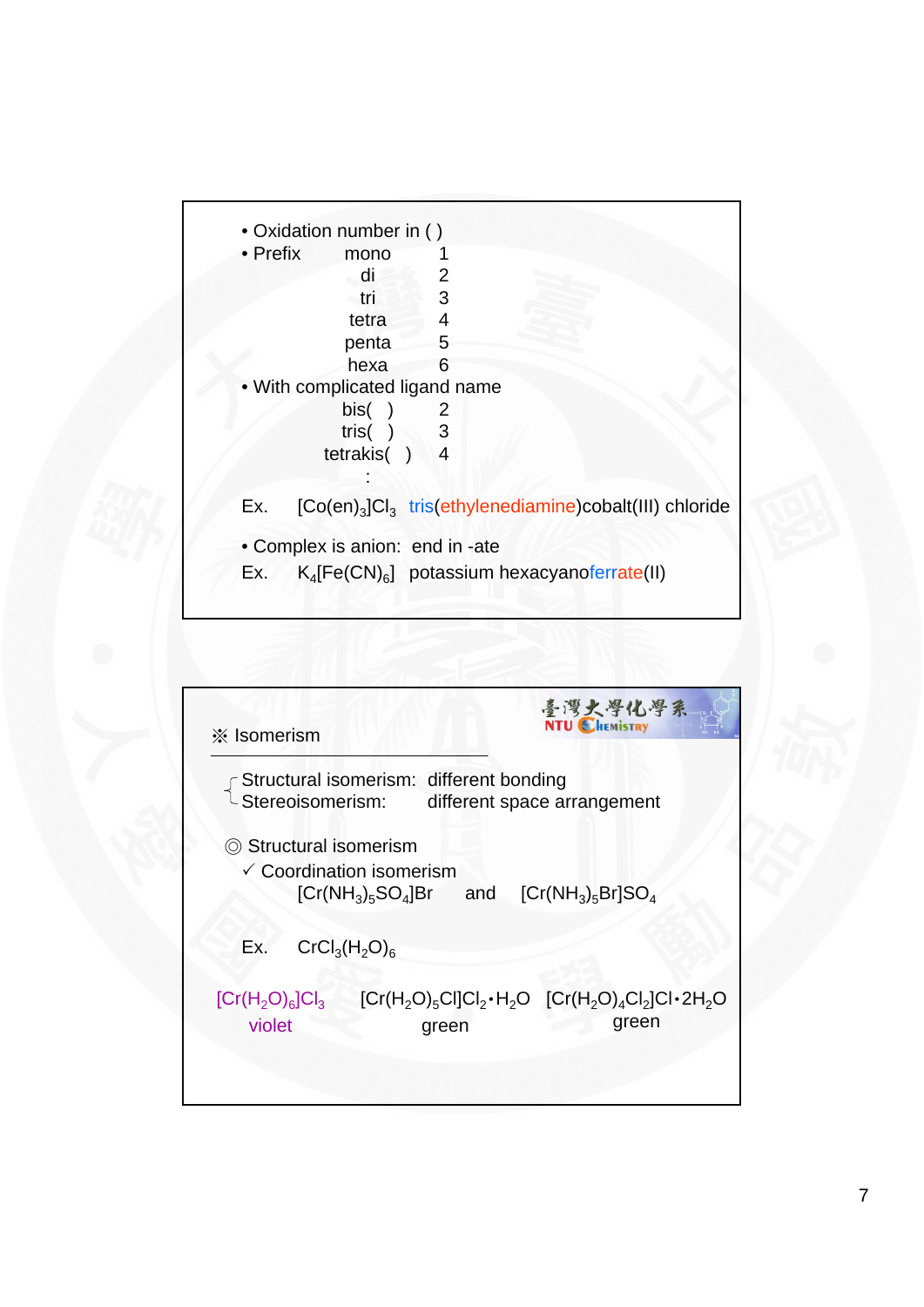- Oxidation number in ( )
- Prefix

| Prefix | Number |
|---|---|
| mono | 1 |
| di | 2 |
| tri | 3 |
| tetra | 4 |
| penta | 5 |
| hexa | 6 |

- With complicated ligand name

| Prefix | Number |
|---|---|
| bis( ) | 2 |
| tris( ) | 3 |
| tetrakis( ) | 4 |
| : | |

Ex. $[Co(en)_3]Cl_3$ tris(ethylenediamine)cobalt(III) chloride

- Complex is anion: end in -ate

Ex. $K_4[Fe(CN)_6]$ potassium hexacyanoferrate(II)

※ Isomerism

- Structural isomerism: different bonding
- Stereoisomerism: different space arrangement

◎ Structural isomerism

✓ Coordination isomerism

$[Cr(NH_3)_5SO_4]Br$ and $[Cr(NH_3)_5Br]SO_4$

Ex. $CrCl_3(H_2O)_6$

| $[Cr(H_2O)_6]Cl_3$ | $[Cr(H_2O)_5Cl]Cl_2 \cdot H_2O$ | $[Cr(H_2O)_4Cl_2]Cl \cdot 2H_2O$ |
|---|---|---|
| violet | green | green |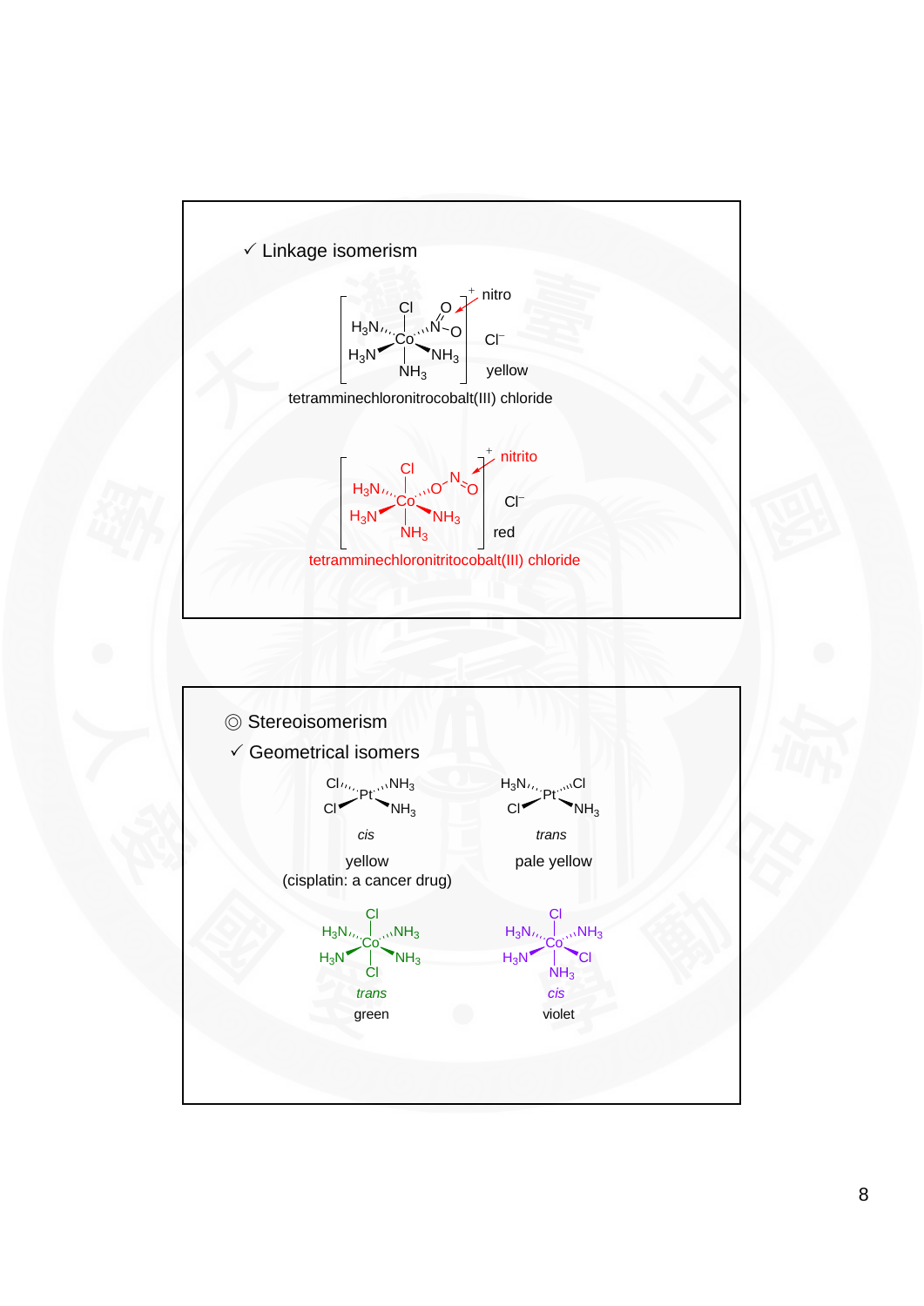✓ Linkage isomerism

$[Co(NH_3)_4Cl(NO_2)]^+$ nitro — $Cl^-$

yellow

tetramminechloronitrocobalt(III) chloride

$[Co(NH_3)_4Cl(ONO)]^+$ nitrito — $Cl^-$

red

tetramminechloronitritocobalt(III) chloride

◎ Stereoisomerism

✓ Geometrical isomers

| $Pt(NH_3)_2Cl_2$ | $Pt(NH_3)_2Cl_2$ |
|---|---|
| *cis* | *trans* |
| yellow (cisplatin: a cancer drug) | pale yellow |

| $[Co(NH_3)_4Cl_2]^+$ | $[Co(NH_3)_4Cl_2]^+$ |
|---|---|
| *trans* | *cis* |
| green | violet |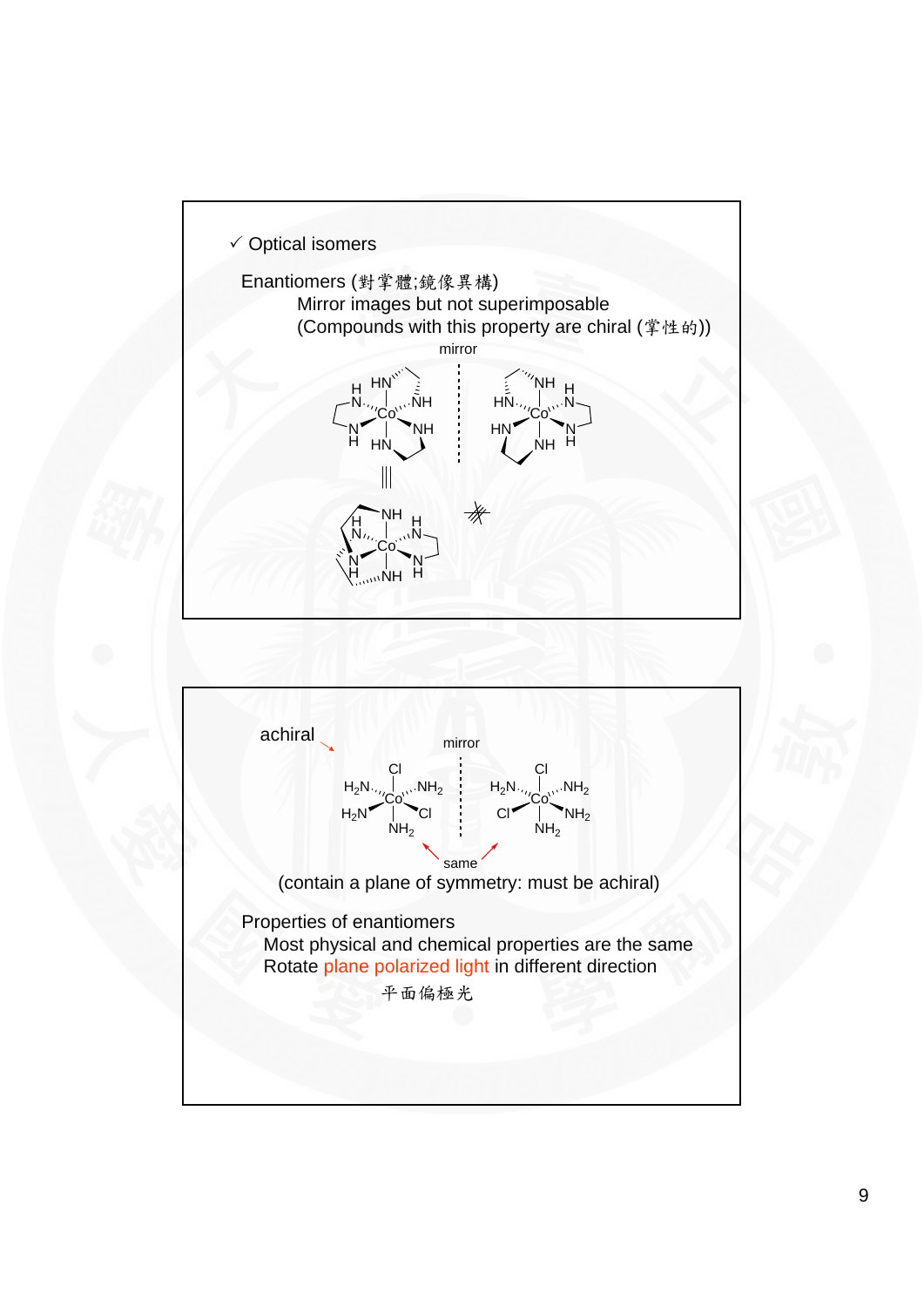✓ Optical isomers

Enantiomers (對掌體;鏡像異構)

Mirror images but not superimposable

(Compounds with this property are chiral (掌性的))

mirror

achiral

mirror

same

(contain a plane of symmetry: must be achiral)

Properties of enantiomers

Most physical and chemical properties are the same

Rotate plane polarized light in different direction

平面偏極光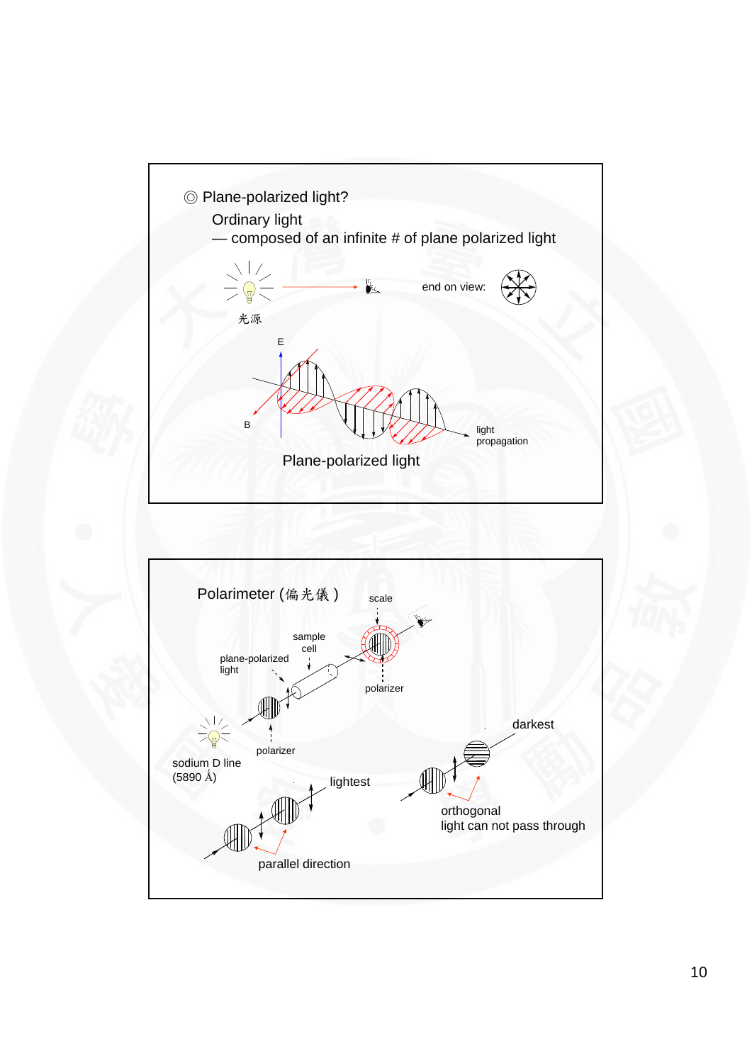◎ Plane-polarized light?

Ordinary light

— composed of an infinite # of plane polarized light

光源

end on view:

E

B

light propagation

Plane-polarized light

Polarimeter (偏光儀)

scale

sample cell

plane-polarized light

polarizer

sodium D line (5890 Å)

polarizer

lightest

parallel direction

darkest

orthogonal

light can not pass through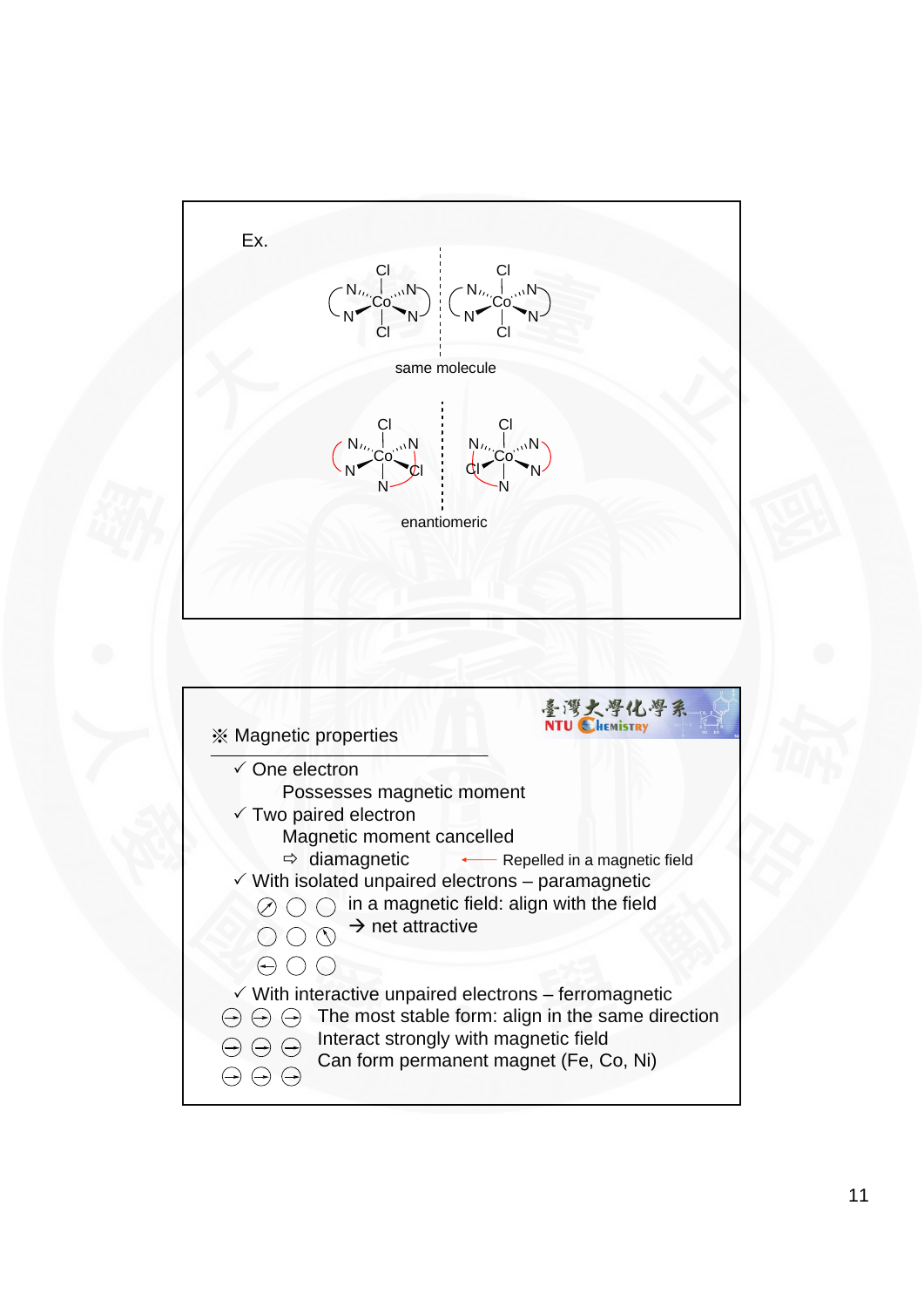Ex.

same molecule

enantiomeric

※ Magnetic properties

- ✓ One electron
  - Possesses magnetic moment
- ✓ Two paired electron
  - Magnetic moment cancelled
  - ⇨ diamagnetic ← Repelled in a magnetic field
- ✓ With isolated unpaired electrons – paramagnetic
  - in a magnetic field: align with the field
  - → net attractive
- ✓ With interactive unpaired electrons – ferromagnetic
  - The most stable form: align in the same direction
  - Interact strongly with magnetic field
  - Can form permanent magnet (Fe, Co, Ni)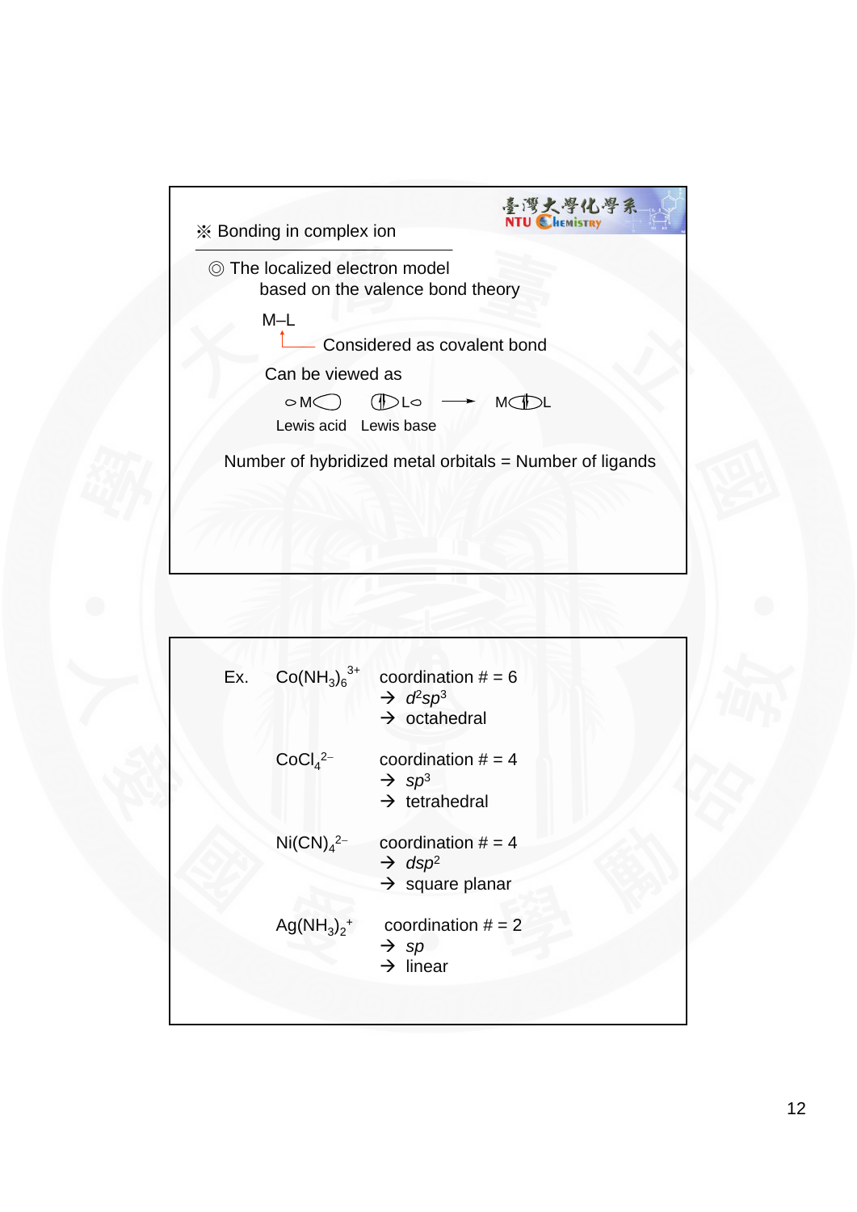※ Bonding in complex ion

◎ The localized electron model
based on the valence bond theory

M–L
└── Considered as covalent bond

Can be viewed as

○M◯ ⦶L○ ⟶ M⦶L

Lewis acid  Lewis base

Number of hybridized metal orbitals = Number of ligands

Ex. $Co(NH_3)_6^{3+}$ coordination # = 6
→ $d^2sp^3$
→ octahedral

$CoCl_4^{2-}$ coordination # = 4
→ $sp^3$
→ tetrahedral

$Ni(CN)_4^{2-}$ coordination # = 4
→ $dsp^2$
→ square planar

$Ag(NH_3)_2^{+}$ coordination # = 2
→ $sp$
→ linear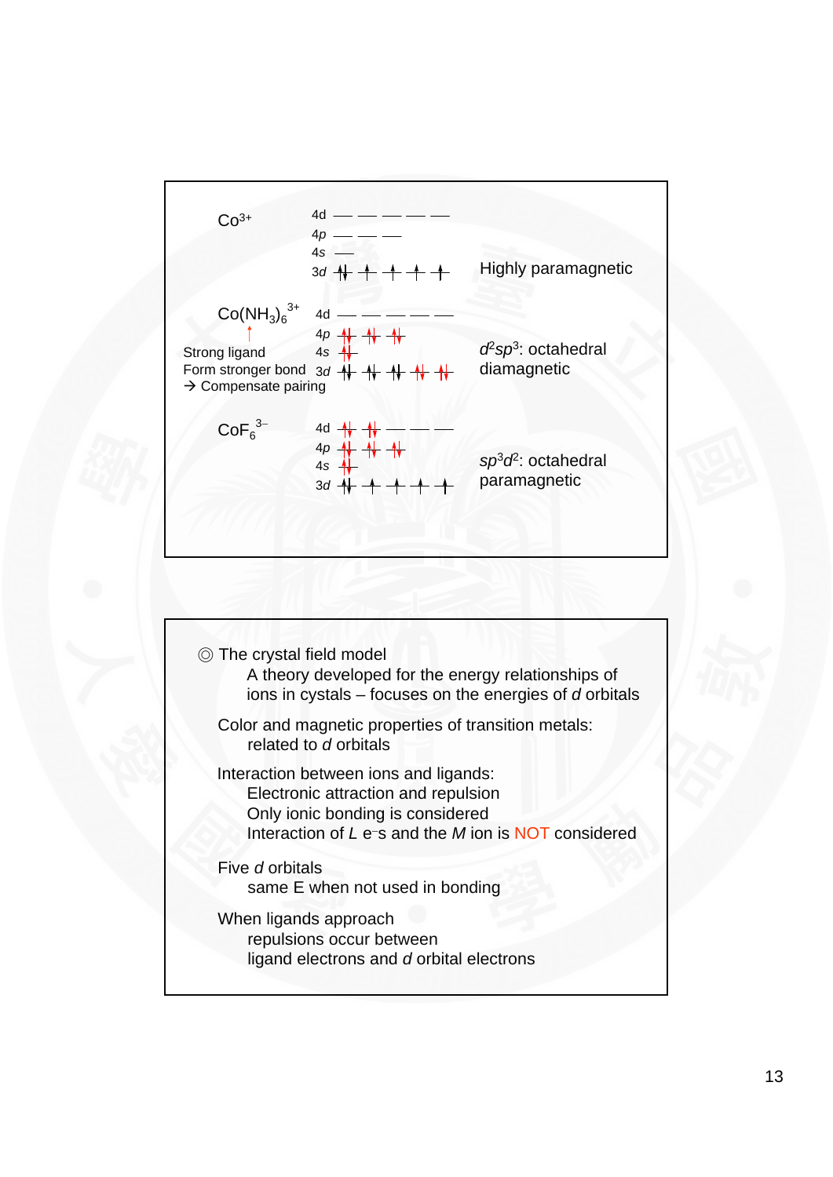$Co^{3+}$

- 4d: — — — — —
- 4p: — — —
- 4s: —
- 3d: ↑↓ ↑ ↑ ↑ ↑

Highly paramagnetic

$Co(NH_3)_6^{3+}$

Strong ligand
Form stronger bond
→ Compensate pairing

- 4d: — — — — —
- 4p: ↑↓ ↑↓ ↑↓
- 4s: ↑↓
- 3d: ↑↓ ↑↓ ↑↓ ↑↓ ↑↓

$d^2sp^3$: octahedral diamagnetic

$CoF_6^{3-}$

- 4d: ↑↓ ↑↓ — — —
- 4p: ↑↓ ↑↓ ↑↓
- 4s: ↑↓
- 3d: ↑↓ ↑ ↑ ↑ ↑

$sp^3d^2$: octahedral paramagnetic

---

◎ The crystal field model

A theory developed for the energy relationships of ions in cystals – focuses on the energies of *d* orbitals

Color and magnetic properties of transition metals:
related to *d* orbitals

Interaction between ions and ligands:
- Electronic attraction and repulsion
- Only ionic bonding is considered
- Interaction of *L* e⁻s and the *M* ion is NOT considered

Five *d* orbitals
same E when not used in bonding

When ligands approach
repulsions occur between
ligand electrons and *d* orbital electrons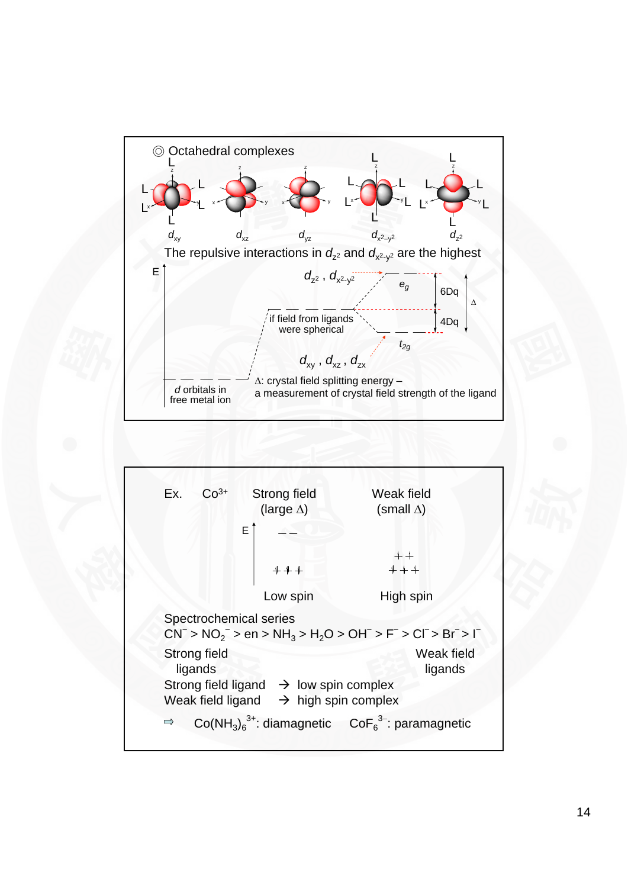◎ Octahedral complexes

$d_{xy}$ $d_{xz}$ $d_{yz}$ $d_{x^2-y^2}$ $d_{z^2}$

The repulsive interactions in $d_{z^2}$ and $d_{x^2-y^2}$ are the highest

E

$d_{z^2}$ , $d_{x^2-y^2}$ — $e_g$ — 6Dq

if field from ligands were spherical — 4Dq — Δ

$t_{2g}$

$d_{xy}$ , $d_{xz}$ , $d_{zx}$

$d$ orbitals in free metal ion

Δ: crystal field splitting energy – a measurement of crystal field strength of the ligand

Ex. $Co^{3+}$ Strong field (large Δ) Weak field (small Δ)

Low spin High spin

Spectrochemical series

$CN^- > NO_2^- >$ en $> NH_3 > H_2O > OH^- > F^- > Cl^- > Br^- > I^-$

Strong field ligands — Weak field ligands

Strong field ligand → low spin complex

Weak field ligand → high spin complex

⇨ $Co(NH_3)_6^{3+}$: diamagnetic $CoF_6^{3-}$: paramagnetic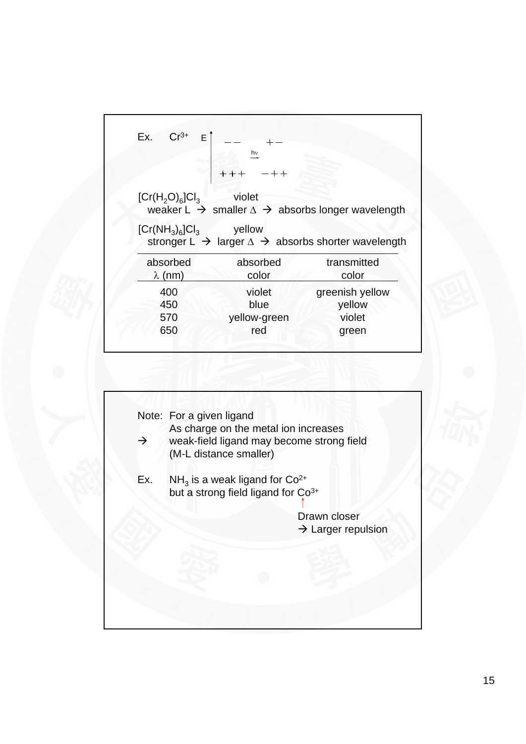Ex. $Cr^{3+}$

E

$$
\begin{array}{ccc}
- \; - & & + \; - \\
 & \xrightarrow{h\nu} & \\
+ \; + \; + & & - \; + \; +
\end{array}
$$

$[Cr(H_2O)_6]Cl_3$ violet

weaker L → smaller Δ → absorbs longer wavelength

$[Cr(NH_3)_6]Cl_3$ yellow

stronger L → larger Δ → absorbs shorter wavelength

| absorbed λ (nm) | absorbed color | transmitted color |
|---|---|---|
| 400 | violet | greenish yellow |
| 450 | blue | yellow |
| 570 | yellow-green | violet |
| 650 | red | green |

Note: For a given ligand
As charge on the metal ion increases
→ weak-field ligand may become strong field
(M-L distance smaller)

Ex. $NH_3$ is a weak ligand for $Co^{2+}$
but a strong field ligand for $Co^{3+}$

↑
Drawn closer
→ Larger repulsion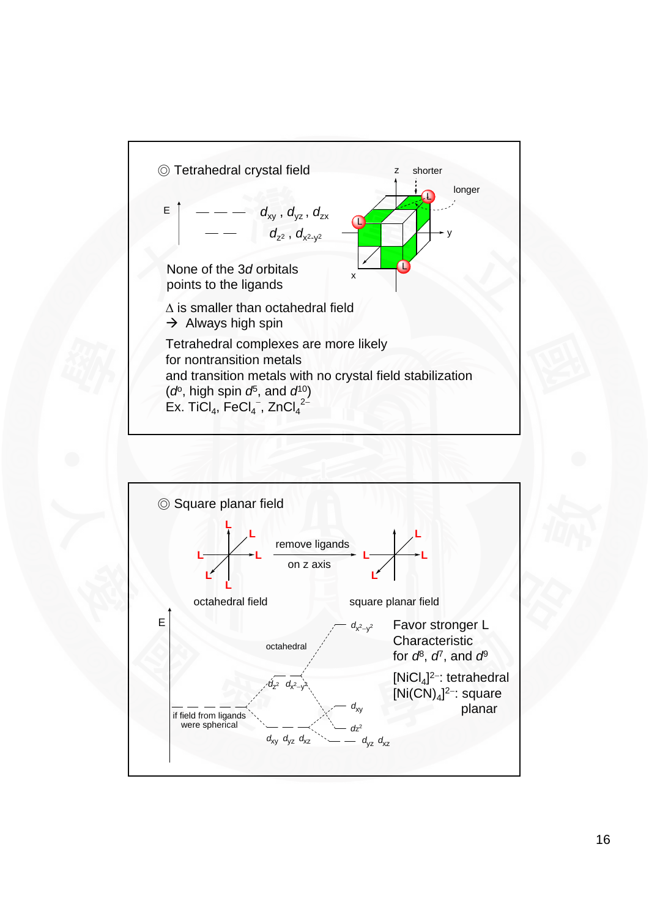## ◎ Tetrahedral crystal field

E

— — — $d_{xy}$ , $d_{yz}$ , $d_{zx}$

— — $d_{z^2}$ , $d_{x^2-y^2}$

z shorter longer y x

None of the 3*d* orbitals points to the ligands

Δ is smaller than octahedral field
→ Always high spin

Tetrahedral complexes are more likely for nontransition metals and transition metals with no crystal field stabilization ($d^0$, high spin $d^5$, and $d^{10}$)
Ex. $TiCl_4$, $FeCl_4^-$, $ZnCl_4^{2-}$

## ◎ Square planar field

remove ligands on z axis

octahedral field → square planar field

E

if field from ligands were spherical

octahedral: $d_{z^2}$ $d_{x^2-y^2}$ ; $d_{xy}$ $d_{yz}$ $d_{xz}$

square planar: $d_{x^2-y^2}$ ; $d_{xy}$ ; $d_{z^2}$ ; $d_{yz}$ $d_{xz}$

Favor stronger L
Characteristic for $d^8$, $d^7$, and $d^9$

$[NiCl_4]^{2-}$: tetrahedral
$[Ni(CN)_4]^{2-}$: square planar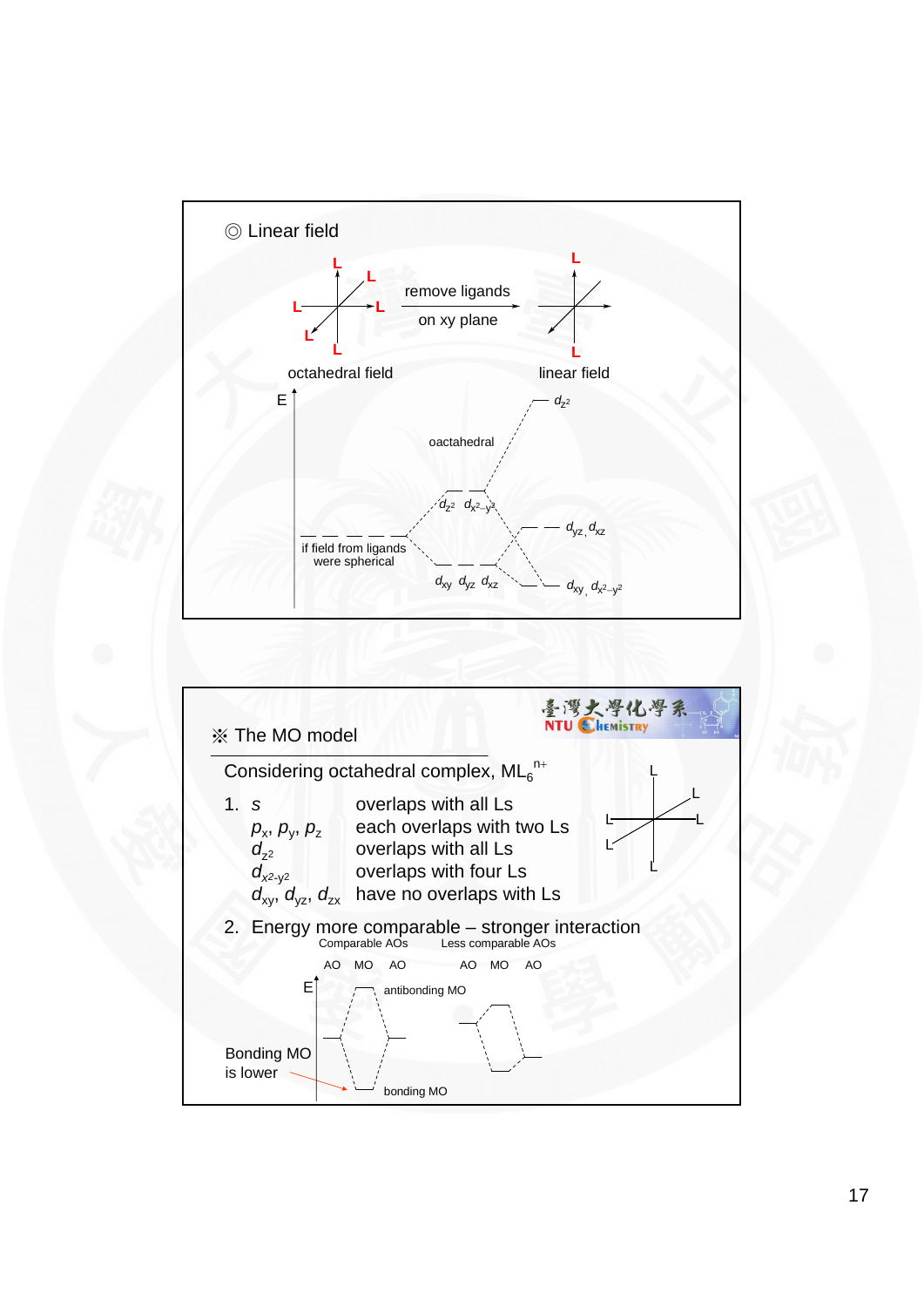## ◎ Linear field

L, L, L, L, L, L — remove ligands on xy plane → L, L

octahedral field — linear field

E

oactahedral

$d_{z^2}$

$d_{z^2}$ $d_{x^2-y^2}$

$d_{yz}$, $d_{xz}$

if field from ligands were spherical

$d_{xy}$ $d_{yz}$ $d_{xz}$

$d_{xy}$, $d_{x^2-y^2}$

## ※ The MO model

Considering octahedral complex, $ML_6^{n+}$

1. *s* overlaps with all Ls
   - $p_x$, $p_y$, $p_z$ each overlaps with two Ls
   - $d_{z^2}$ overlaps with all Ls
   - $d_{x^2-y^2}$ overlaps with four Ls
   - $d_{xy}$, $d_{yz}$, $d_{zx}$ have no overlaps with Ls
2. Energy more comparable – stronger interaction

Comparable AOs — Less comparable AOs

AO MO AO — AO MO AO

E

antibonding MO

Bonding MO is lower

bonding MO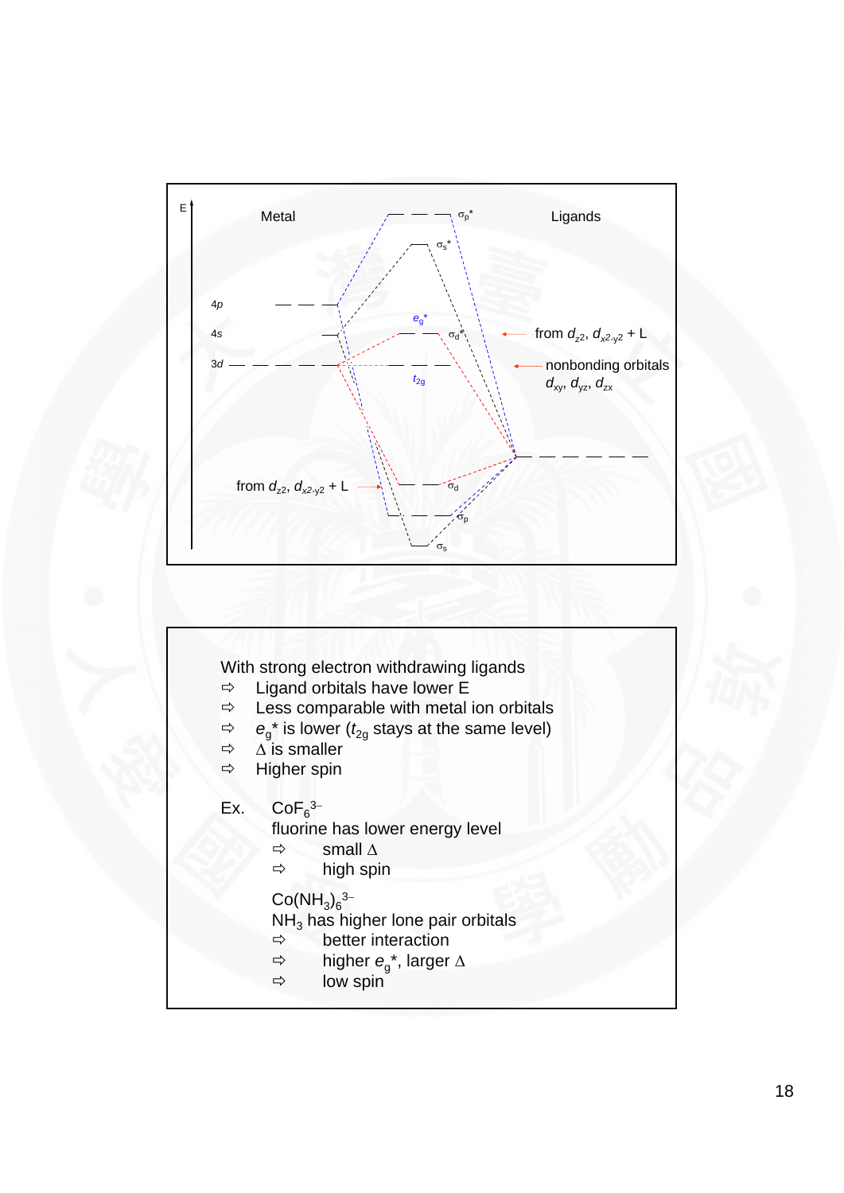E

Metal

Ligands

4*p*

4*s*

3*d*

$\sigma_p^*$

$\sigma_s^*$

$e_g^*$

$\sigma_d^*$

$t_{2g}$

from $d_{z^2}$, $d_{x^2-y^2}$ + L

nonbonding orbitals $d_{xy}$, $d_{yz}$, $d_{zx}$

from $d_{z^2}$, $d_{x^2-y^2}$ + L

$\sigma_d$

$\sigma_p$

$\sigma_s$

With strong electron withdrawing ligands

⇨ Ligand orbitals have lower E
⇨ Less comparable with metal ion orbitals
⇨ $e_g^*$ is lower ($t_{2g}$ stays at the same level)
⇨ $\Delta$ is smaller
⇨ Higher spin

Ex. $CoF_6^{3-}$

fluorine has lower energy level

⇨ small $\Delta$
⇨ high spin

$Co(NH_3)_6^{3-}$

$NH_3$ has higher lone pair orbitals

⇨ better interaction
⇨ higher $e_g^*$, larger $\Delta$
⇨ low spin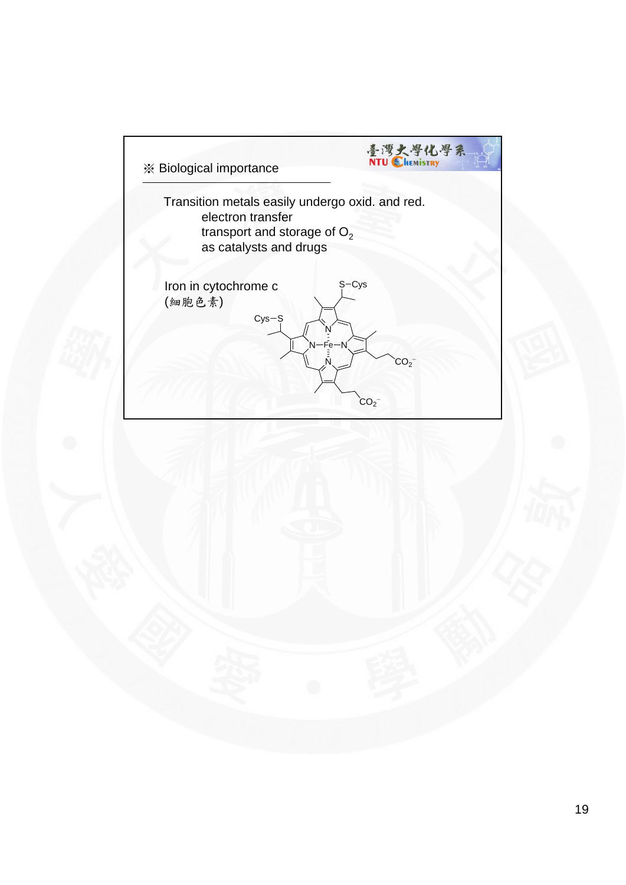※ Biological importance

Transition metals easily undergo oxid. and red.

- electron transfer
- transport and storage of $O_2$
- as catalysts and drugs

Iron in cytochrome c
(細胞色素)

S−Cys

Cys−S

N

N−Fe−N

N

$CO_2^-$

$CO_2^-$